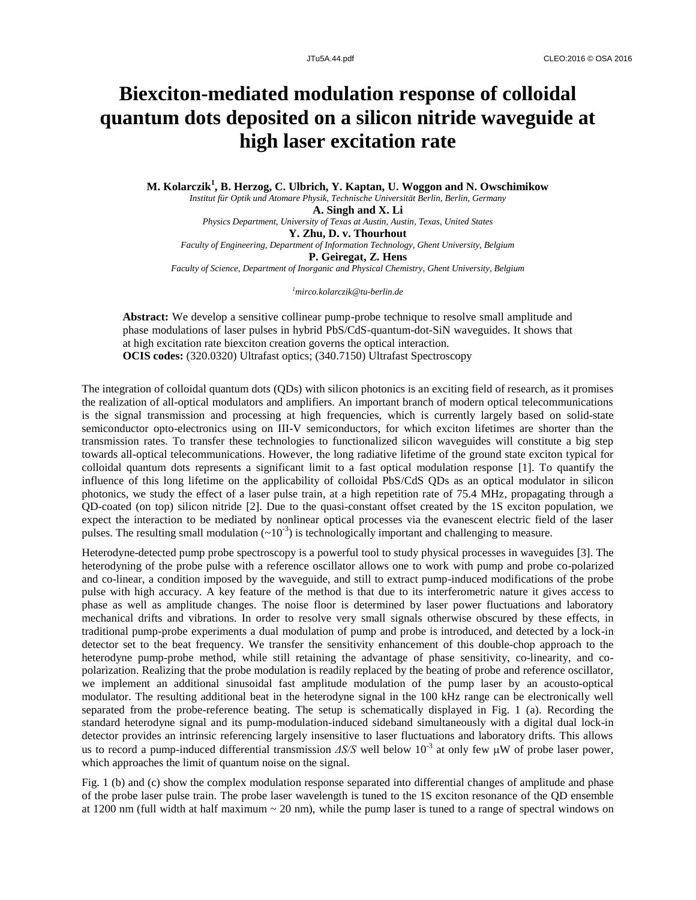# Biexciton-mediated modulation response of colloidal quantum dots deposited on a silicon nitride waveguide at high laser excitation rate

**M. Kolarczik[1], B. Herzog, C. Ulbrich, Y. Kaptan, U. Woggon and N. Owschimikow**
*Institut für Optik und Atomare Physik, Technische Universität Berlin, Berlin, Germany*
**A. Singh and X. Li**
*Physics Department, University of Texas at Austin, Austin, Texas, United States*
**Y. Zhu, D. v. Thourhout**
*Faculty of Engineering, Department of Information Technology, Ghent University, Belgium*
**P. Geiregat, Z. Hens**
*Faculty of Science, Department of Inorganic and Physical Chemistry, Ghent University, Belgium*

[1]*mirco.kolarczik@tu-berlin.de*

**Abstract:** We develop a sensitive collinear pump-probe technique to resolve small amplitude and phase modulations of laser pulses in hybrid PbS/CdS-quantum-dot-SiN waveguides. It shows that at high excitation rate biexciton creation governs the optical interaction.
**OCIS codes:** (320.0320) Ultrafast optics; (340.7150) Ultrafast Spectroscopy

The integration of colloidal quantum dots (QDs) with silicon photonics is an exciting field of research, as it promises the realization of all-optical modulators and amplifiers. An important branch of modern optical telecommunications is the signal transmission and processing at high frequencies, which is currently largely based on solid-state semiconductor opto-electronics using on III-V semiconductors, for which exciton lifetimes are shorter than the transmission rates. To transfer these technologies to functionalized silicon waveguides will constitute a big step towards all-optical telecommunications. However, the long radiative lifetime of the ground state exciton typical for colloidal quantum dots represents a significant limit to a fast optical modulation response [1]. To quantify the influence of this long lifetime on the applicability of colloidal PbS/CdS QDs as an optical modulator in silicon photonics, we study the effect of a laser pulse train, at a high repetition rate of 75.4 MHz, propagating through a QD-coated (on top) silicon nitride [2]. Due to the quasi-constant offset created by the 1S exciton population, we expect the interaction to be mediated by nonlinear optical processes via the evanescent electric field of the laser pulses. The resulting small modulation ($\sim 10^{-3}$) is technologically important and challenging to measure.

Heterodyne-detected pump probe spectroscopy is a powerful tool to study physical processes in waveguides [3]. The heterodyning of the probe pulse with a reference oscillator allows one to work with pump and probe co-polarized and co-linear, a condition imposed by the waveguide, and still to extract pump-induced modifications of the probe pulse with high accuracy. A key feature of the method is that due to its interferometric nature it gives access to phase as well as amplitude changes. The noise floor is determined by laser power fluctuations and laboratory mechanical drifts and vibrations. In order to resolve very small signals otherwise obscured by these effects, in traditional pump-probe experiments a dual modulation of pump and probe is introduced, and detected by a lock-in detector set to the beat frequency. We transfer the sensitivity enhancement of this double-chop approach to the heterodyne pump-probe method, while still retaining the advantage of phase sensitivity, co-linearity, and co-polarization. Realizing that the probe modulation is readily replaced by the beating of probe and reference oscillator, we implement an additional sinusoidal fast amplitude modulation of the pump laser by an acousto-optical modulator. The resulting additional beat in the heterodyne signal in the 100 kHz range can be electronically well separated from the probe-reference beating. The setup is schematically displayed in Fig. 1 (a). Recording the standard heterodyne signal and its pump-modulation-induced sideband simultaneously with a digital dual lock-in detector provides an intrinsic referencing largely insensitive to laser fluctuations and laboratory drifts. This allows us to record a pump-induced differential transmission $\Delta S/S$ well below $10^{-3}$ at only few μW of probe laser power, which approaches the limit of quantum noise on the signal.

Fig. 1 (b) and (c) show the complex modulation response separated into differential changes of amplitude and phase of the probe laser pulse train. The probe laser wavelength is tuned to the 1S exciton resonance of the QD ensemble at 1200 nm (full width at half maximum ~ 20 nm), while the pump laser is tuned to a range of spectral windows on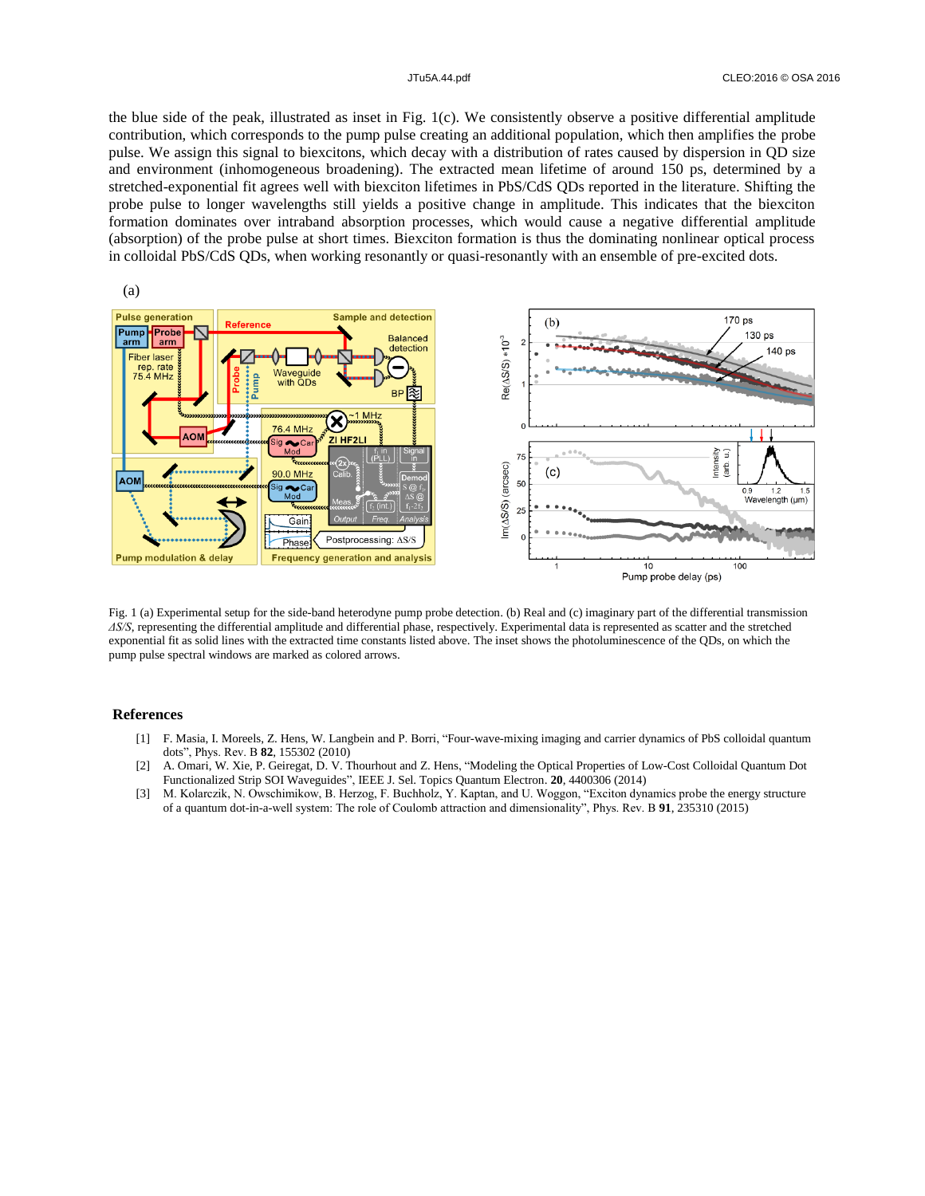the blue side of the peak, illustrated as inset in Fig. 1(c). We consistently observe a positive differential amplitude contribution, which corresponds to the pump pulse creating an additional population, which then amplifies the probe pulse. We assign this signal to biexcitons, which decay with a distribution of rates caused by dispersion in QD size and environment (inhomogeneous broadening). The extracted mean lifetime of around 150 ps, determined by a stretched-exponential fit agrees well with biexciton lifetimes in PbS/CdS QDs reported in the literature. Shifting the probe pulse to longer wavelengths still yields a positive change in amplitude. This indicates that the biexciton formation dominates over intraband absorption processes, which would cause a negative differential amplitude (absorption) of the probe pulse at short times. Biexciton formation is thus the dominating nonlinear optical process in colloidal PbS/CdS QDs, when working resonantly or quasi-resonantly with an ensemble of pre-excited dots.

(a)

Pulse generation
Pump arm
Probe arm
Fiber laser rep. rate 75.4 MHz
AOM
Reference
Sample and detection
Balanced detection
Probe
Pump
Waveguide with QDs
BP
~1 MHz
76.4 MHz
Sig Car Mod
ZI HF2LI
$f_1$ in (PLL)
Signal in
2x
Calib.
Demod S @ $f_1$ ΔS @ $f_1$-2$f_2$
Meas.
$f_2$ (int.)
Output
Freq.
Analysis
90.0 MHz
Sig Car Mod
Gain
Phase
Postprocessing: ΔS/S
AOM
Pump modulation & delay
Frequency generation and analysis

(b)
170 ps
130 ps
140 ps
Re(ΔS/S) ×10⁻³
2
1
0

(c)
Im(ΔS/S) (arcsec)
75
50
25
0
Intensity (arb. u.)
0.9
1.2
1.5
Wavelength (µm)
1
10
100
Pump probe delay (ps)

Fig. 1 (a) Experimental setup for the side-band heterodyne pump probe detection. (b) Real and (c) imaginary part of the differential transmission *ΔS/S*, representing the differential amplitude and differential phase, respectively. Experimental data is represented as scatter and the stretched exponential fit as solid lines with the extracted time constants listed above. The inset shows the photoluminescence of the QDs, on which the pump pulse spectral windows are marked as colored arrows.

## References

[1] F. Masia, I. Moreels, Z. Hens, W. Langbein and P. Borri, “Four-wave-mixing imaging and carrier dynamics of PbS colloidal quantum dots”, Phys. Rev. B **82**, 155302 (2010)

[2] A. Omari, W. Xie, P. Geiregat, D. V. Thourhout and Z. Hens, “Modeling the Optical Properties of Low-Cost Colloidal Quantum Dot Functionalized Strip SOI Waveguides”, IEEE J. Sel. Topics Quantum Electron. **20**, 4400306 (2014)

[3] M. Kolarczik, N. Owschimikow, B. Herzog, F. Buchholz, Y. Kaptan, and U. Woggon, “Exciton dynamics probe the energy structure of a quantum dot-in-a-well system: The role of Coulomb attraction and dimensionality”, Phys. Rev. B **91**, 235310 (2015)